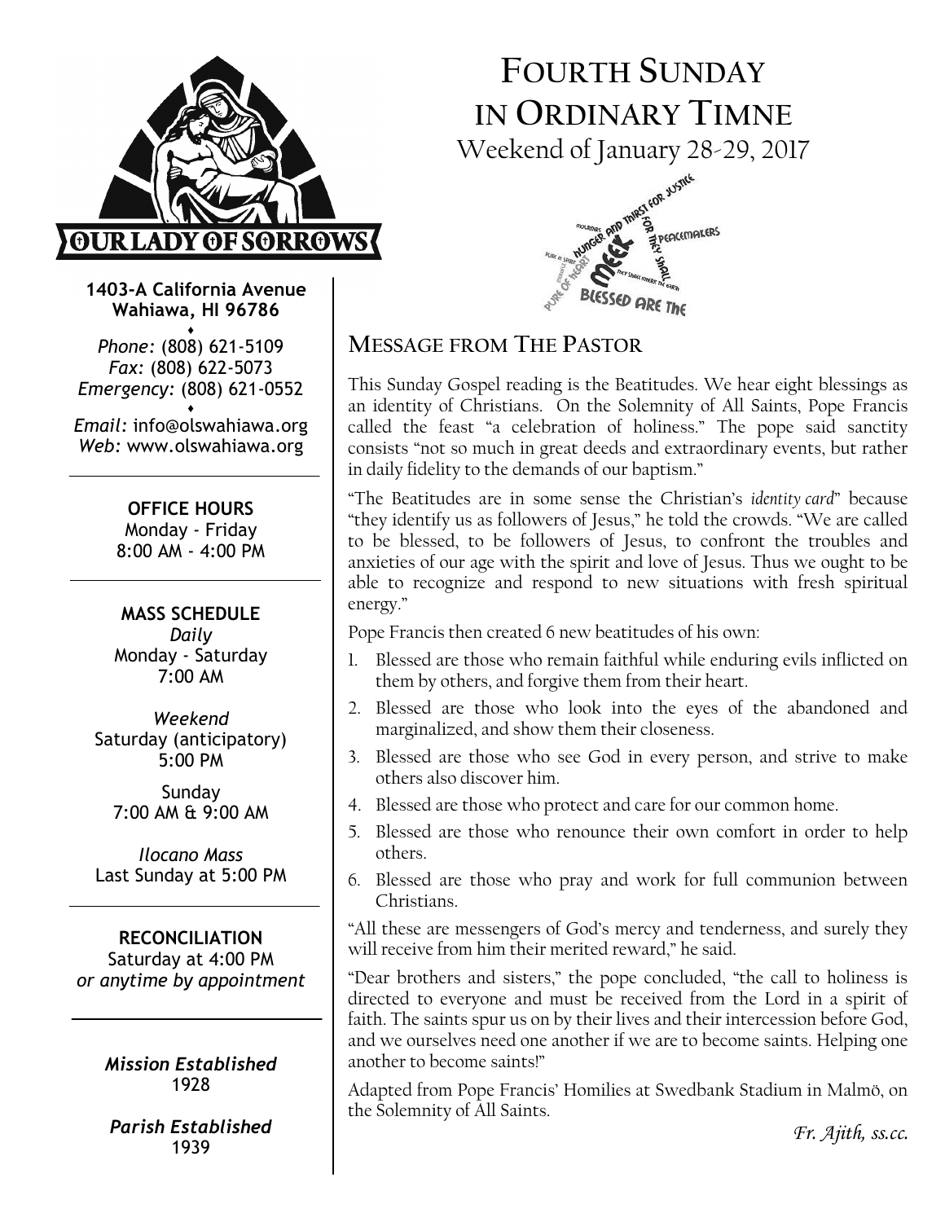# FOURTH SUNDAY IN ORDINARY TIMNE

Weekend of January 28-29, 2017

**1403-A California Avenue Wahiawa, HI 96786**

*Phone:* (808) 621-5109
*Fax:* (808) 622-5073
*Emergency:* (808) 621-0552

*Email:* info@olswahiawa.org
*Web:* www.olswahiawa.org

**OFFICE HOURS**
Monday - Friday
8:00 AM - 4:00 PM

**MASS SCHEDULE**

*Daily*
Monday - Saturday
7:00 AM

*Weekend*
Saturday (anticipatory)
5:00 PM

Sunday
7:00 AM & 9:00 AM

*Ilocano Mass*
Last Sunday at 5:00 PM

**RECONCILIATION**
Saturday at 4:00 PM
*or anytime by appointment*

***Mission Established***
1928

***Parish Established***
1939

## MESSAGE FROM THE PASTOR

This Sunday Gospel reading is the Beatitudes. We hear eight blessings as an identity of Christians. On the Solemnity of All Saints, Pope Francis called the feast "a celebration of holiness." The pope said sanctity consists "not so much in great deeds and extraordinary events, but rather in daily fidelity to the demands of our baptism."

"The Beatitudes are in some sense the Christian's *identity card*" because "they identify us as followers of Jesus," he told the crowds. "We are called to be blessed, to be followers of Jesus, to confront the troubles and anxieties of our age with the spirit and love of Jesus. Thus we ought to be able to recognize and respond to new situations with fresh spiritual energy."

Pope Francis then created 6 new beatitudes of his own:

1. Blessed are those who remain faithful while enduring evils inflicted on them by others, and forgive them from their heart.
2. Blessed are those who look into the eyes of the abandoned and marginalized, and show them their closeness.
3. Blessed are those who see God in every person, and strive to make others also discover him.
4. Blessed are those who protect and care for our common home.
5. Blessed are those who renounce their own comfort in order to help others.
6. Blessed are those who pray and work for full communion between Christians.

"All these are messengers of God's mercy and tenderness, and surely they will receive from him their merited reward," he said.

"Dear brothers and sisters," the pope concluded, "the call to holiness is directed to everyone and must be received from the Lord in a spirit of faith. The saints spur us on by their lives and their intercession before God, and we ourselves need one another if we are to become saints. Helping one another to become saints!"

Adapted from Pope Francis' Homilies at Swedbank Stadium in Malmö, on the Solemnity of All Saints.

*Fr. Ajith, ss.cc.*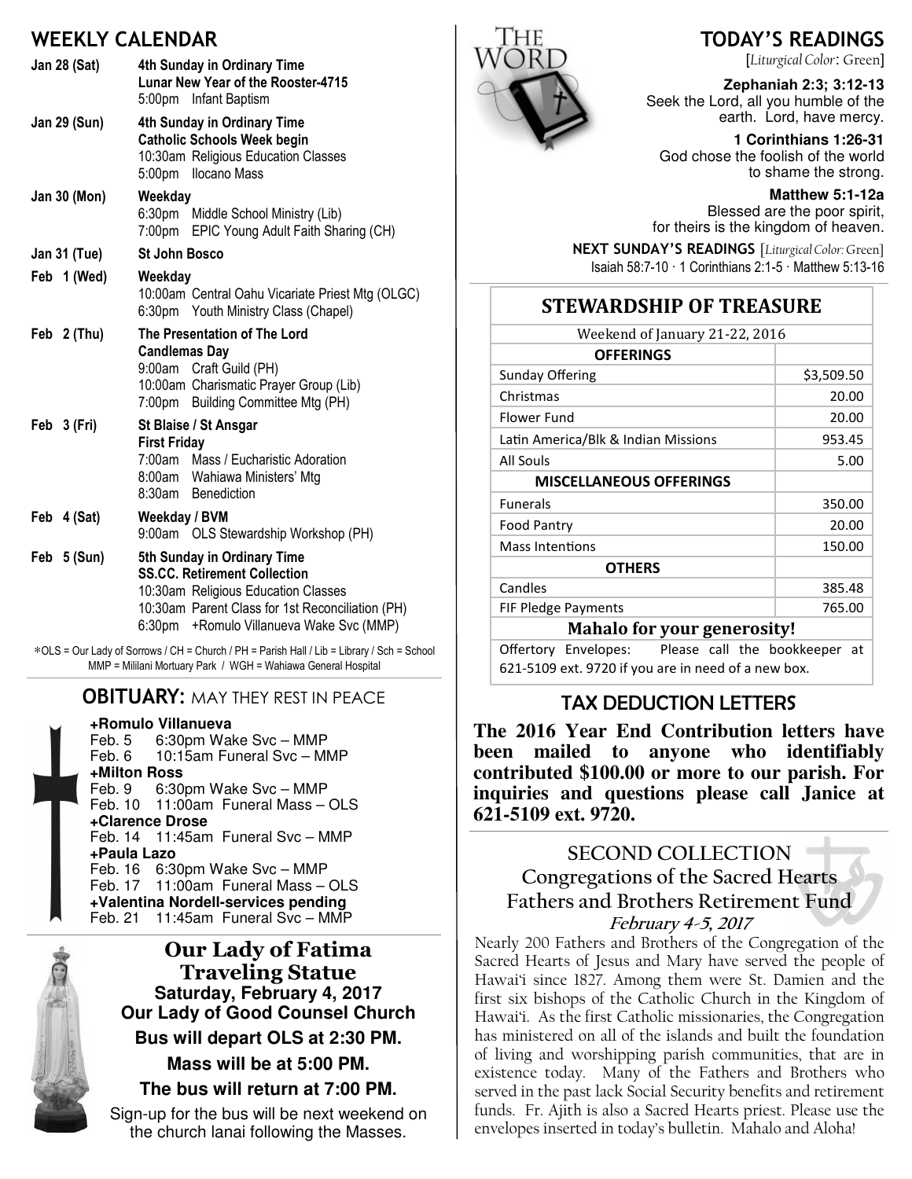## WEEKLY CALENDAR

**Jan 28 (Sat)** — **4th Sunday in Ordinary Time**
**Lunar New Year of the Rooster-4715**
5:00pm Infant Baptism

**Jan 29 (Sun)** — **4th Sunday in Ordinary Time**
**Catholic Schools Week begin**
10:30am Religious Education Classes
5:00pm Ilocano Mass

**Jan 30 (Mon)** — **Weekday**
6:30pm Middle School Ministry (Lib)
7:00pm EPIC Young Adult Faith Sharing (CH)

**Jan 31 (Tue)** — **St John Bosco**

**Feb 1 (Wed)** — **Weekday**
10:00am Central Oahu Vicariate Priest Mtg (OLGC)
6:30pm Youth Ministry Class (Chapel)

**Feb 2 (Thu)** — **The Presentation of The Lord**
**Candlemas Day**
9:00am Craft Guild (PH)
10:00am Charismatic Prayer Group (Lib)
7:00pm Building Committee Mtg (PH)

**Feb 3 (Fri)** — **St Blaise / St Ansgar**
**First Friday**
7:00am Mass / Eucharistic Adoration
8:00am Wahiawa Ministers' Mtg
8:30am Benediction

**Feb 4 (Sat)** — **Weekday / BVM**
9:00am OLS Stewardship Workshop (PH)

**Feb 5 (Sun)** — **5th Sunday in Ordinary Time**
**SS.CC. Retirement Collection**
10:30am Religious Education Classes
10:30am Parent Class for 1st Reconciliation (PH)
6:30pm +Romulo Villanueva Wake Svc (MMP)

*OLS = Our Lady of Sorrows / CH = Church / PH = Parish Hall / Lib = Library / Sch = School
MMP = Mililani Mortuary Park / WGH = Wahiawa General Hospital

## OBITUARY: MAY THEY REST IN PEACE

**+Romulo Villanueva**
Feb. 5 6:30pm Wake Svc – MMP
Feb. 6 10:15am Funeral Svc – MMP
**+Milton Ross**
Feb. 9 6:30pm Wake Svc – MMP
Feb. 10 11:00am Funeral Mass – OLS
**+Clarence Drose**
Feb. 14 11:45am Funeral Svc – MMP
**+Paula Lazo**
Feb. 16 6:30pm Wake Svc – MMP
Feb. 17 11:00am Funeral Mass – OLS
**+Valentina Nordell-services pending**
Feb. 21 11:45am Funeral Svc – MMP

## Our Lady of Fatima Traveling Statue

**Saturday, February 4, 2017**
**Our Lady of Good Counsel Church**

**Bus will depart OLS at 2:30 PM.**

**Mass will be at 5:00 PM.**

**The bus will return at 7:00 PM.**

Sign-up for the bus will be next weekend on the church lanai following the Masses.

## TODAY'S READINGS

[*Liturgical Color*: Green]

**Zephaniah 2:3; 3:12-13**
Seek the Lord, all you humble of the earth. Lord, have mercy.

**1 Corinthians 1:26-31**
God chose the foolish of the world to shame the strong.

**Matthew 5:1-12a**
Blessed are the poor spirit, for theirs is the kingdom of heaven.

**NEXT SUNDAY'S READINGS** [*Liturgical Color*: Green]
Isaiah 58:7-10 · 1 Corinthians 2:1-5 · Matthew 5:13-16

## STEWARDSHIP OF TREASURE

| Weekend of January 21-22, 2016 | |
|---|---|
| **OFFERINGS** | |
| Sunday Offering | $3,509.50 |
| Christmas | 20.00 |
| Flower Fund | 20.00 |
| Latin America/Blk & Indian Missions | 953.45 |
| All Souls | 5.00 |
| **MISCELLANEOUS OFFERINGS** | |
| Funerals | 350.00 |
| Food Pantry | 20.00 |
| Mass Intentions | 150.00 |
| **OTHERS** | |
| Candles | 385.48 |
| FIF Pledge Payments | 765.00 |

**Mahalo for your generosity!**

Offertory Envelopes: Please call the bookkeeper at 621-5109 ext. 9720 if you are in need of a new box.

## TAX DEDUCTION LETTERS

**The 2016 Year End Contribution letters have been mailed to anyone who identifiably contributed $100.00 or more to our parish. For inquiries and questions please call Janice at 621-5109 ext. 9720.**

## SECOND COLLECTION
## Congregations of the Sacred Hearts Fathers and Brothers Retirement Fund

***February 4-5, 2017***

Nearly 200 Fathers and Brothers of the Congregation of the Sacred Hearts of Jesus and Mary have served the people of Hawai'i since 1827. Among them were St. Damien and the first six bishops of the Catholic Church in the Kingdom of Hawai'i. As the first Catholic missionaries, the Congregation has ministered on all of the islands and built the foundation of living and worshipping parish communities, that are in existence today. Many of the Fathers and Brothers who served in the past lack Social Security benefits and retirement funds. Fr. Ajith is also a Sacred Hearts priest. Please use the envelopes inserted in today's bulletin. Mahalo and Aloha!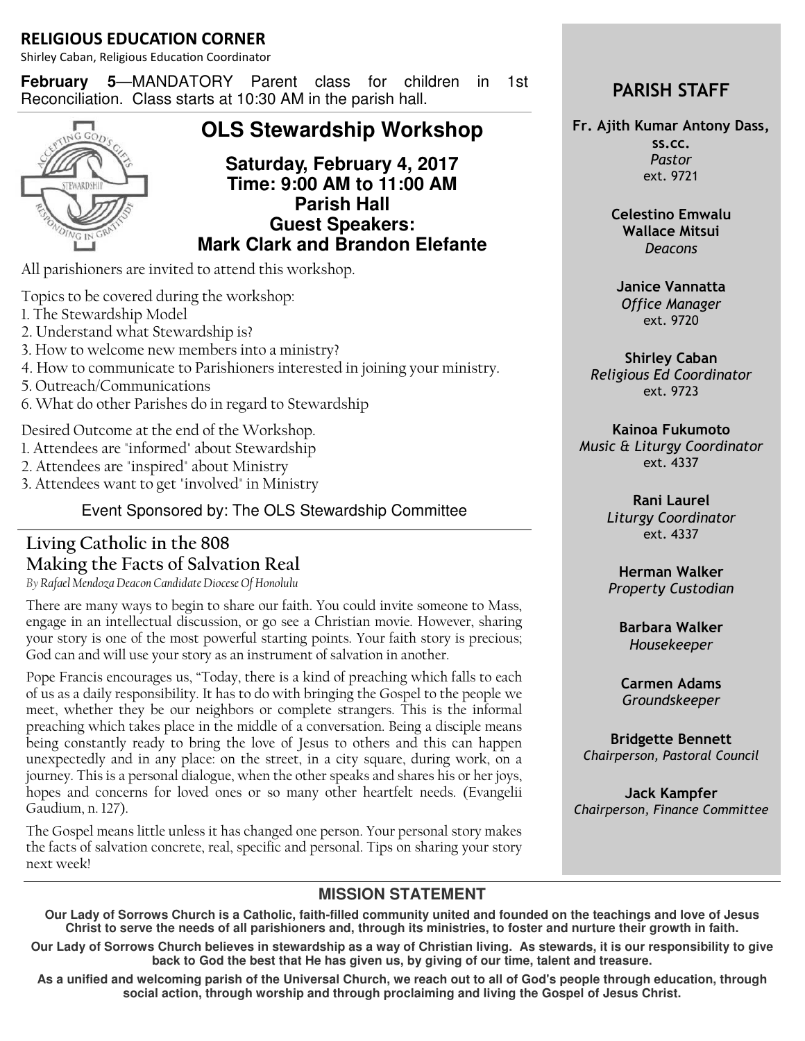## RELIGIOUS EDUCATION CORNER

Shirley Caban, Religious Education Coordinator

**February 5**—MANDATORY Parent class for children in 1st Reconciliation. Class starts at 10:30 AM in the parish hall.

## OLS Stewardship Workshop

**Saturday, February 4, 2017**
**Time: 9:00 AM to 11:00 AM**
**Parish Hall**
**Guest Speakers:**
**Mark Clark and Brandon Elefante**

All parishioners are invited to attend this workshop.

Topics to be covered during the workshop:

1. The Stewardship Model
2. Understand what Stewardship is?
3. How to welcome new members into a ministry?
4. How to communicate to Parishioners interested in joining your ministry.
5. Outreach/Communications
6. What do other Parishes do in regard to Stewardship

Desired Outcome at the end of the Workshop.

1. Attendees are "informed" about Stewardship
2. Attendees are "inspired" about Ministry
3. Attendees want to get "involved" in Ministry

Event Sponsored by: The OLS Stewardship Committee

## Living Catholic in the 808
## Making the Facts of Salvation Real

*By Rafael Mendoza Deacon Candidate Diocese Of Honolulu*

There are many ways to begin to share our faith. You could invite someone to Mass, engage in an intellectual discussion, or go see a Christian movie. However, sharing your story is one of the most powerful starting points. Your faith story is precious; God can and will use your story as an instrument of salvation in another.

Pope Francis encourages us, "Today, there is a kind of preaching which falls to each of us as a daily responsibility. It has to do with bringing the Gospel to the people we meet, whether they be our neighbors or complete strangers. This is the informal preaching which takes place in the middle of a conversation. Being a disciple means being constantly ready to bring the love of Jesus to others and this can happen unexpectedly and in any place: on the street, in a city square, during work, on a journey. This is a personal dialogue, when the other speaks and shares his or her joys, hopes and concerns for loved ones or so many other heartfelt needs. (Evangelii Gaudium, n. 127).

The Gospel means little unless it has changed one person. Your personal story makes the facts of salvation concrete, real, specific and personal. Tips on sharing your story next week!

## PARISH STAFF

**Fr. Ajith Kumar Antony Dass, ss.cc.**
*Pastor*
ext. 9721

**Celestino Emwalu**
**Wallace Mitsui**
*Deacons*

**Janice Vannatta**
*Office Manager*
ext. 9720

**Shirley Caban**
*Religious Ed Coordinator*
ext. 9723

**Kainoa Fukumoto**
*Music & Liturgy Coordinator*
ext. 4337

**Rani Laurel**
*Liturgy Coordinator*
ext. 4337

**Herman Walker**
*Property Custodian*

**Barbara Walker**
*Housekeeper*

**Carmen Adams**
*Groundskeeper*

**Bridgette Bennett**
*Chairperson, Pastoral Council*

**Jack Kampfer**
*Chairperson, Finance Committee*

## MISSION STATEMENT

**Our Lady of Sorrows Church is a Catholic, faith-filled community united and founded on the teachings and love of Jesus Christ to serve the needs of all parishioners and, through its ministries, to foster and nurture their growth in faith.**

**Our Lady of Sorrows Church believes in stewardship as a way of Christian living. As stewards, it is our responsibility to give back to God the best that He has given us, by giving of our time, talent and treasure.**

**As a unified and welcoming parish of the Universal Church, we reach out to all of God's people through education, through social action, through worship and through proclaiming and living the Gospel of Jesus Christ.**